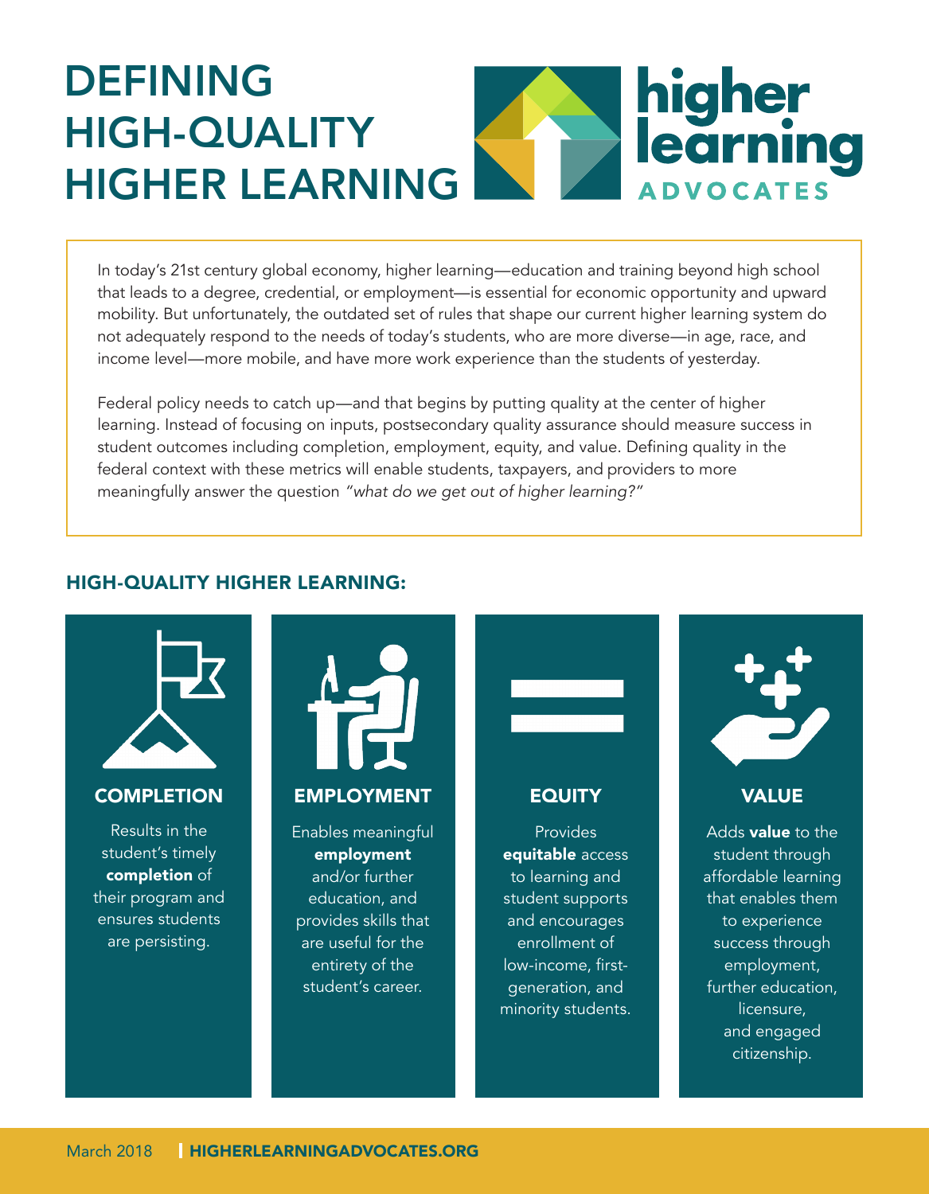# DEFINING HIGH-QUALITY HIGHER LEARNING

**higher learning ADVOCATES**

In today's 21st century global economy, higher learning—education and training beyond high school that leads to a degree, credential, or employment—is essential for economic opportunity and upward mobility. But unfortunately, the outdated set of rules that shape our current higher learning system do not adequately respond to the needs of today's students, who are more diverse—in age, race, and income level—more mobile, and have more work experience than the students of yesterday.

Federal policy needs to catch up—and that begins by putting quality at the center of higher learning. Instead of focusing on inputs, postsecondary quality assurance should measure success in student outcomes including completion, employment, equity, and value. Defining quality in the federal context with these metrics will enable students, taxpayers, and providers to more meaningfully answer the question *"what do we get out of higher learning?"*

## HIGH-QUALITY HIGHER LEARNING:

### COMPLETION

Results in the student's timely **completion** of their program and ensures students are persisting.

### EMPLOYMENT

Enables meaningful **employment** and/or further education, and provides skills that are useful for the entirety of the student's career.

### EQUITY

Provides **equitable** access to learning and student supports and encourages enrollment of low-income, first-generation, and minority students.

### VALUE

Adds **value** to the student through affordable learning that enables them to experience success through employment, further education, licensure, and engaged citizenship.

March 2018 | HIGHERLEARNINGADVOCATES.ORG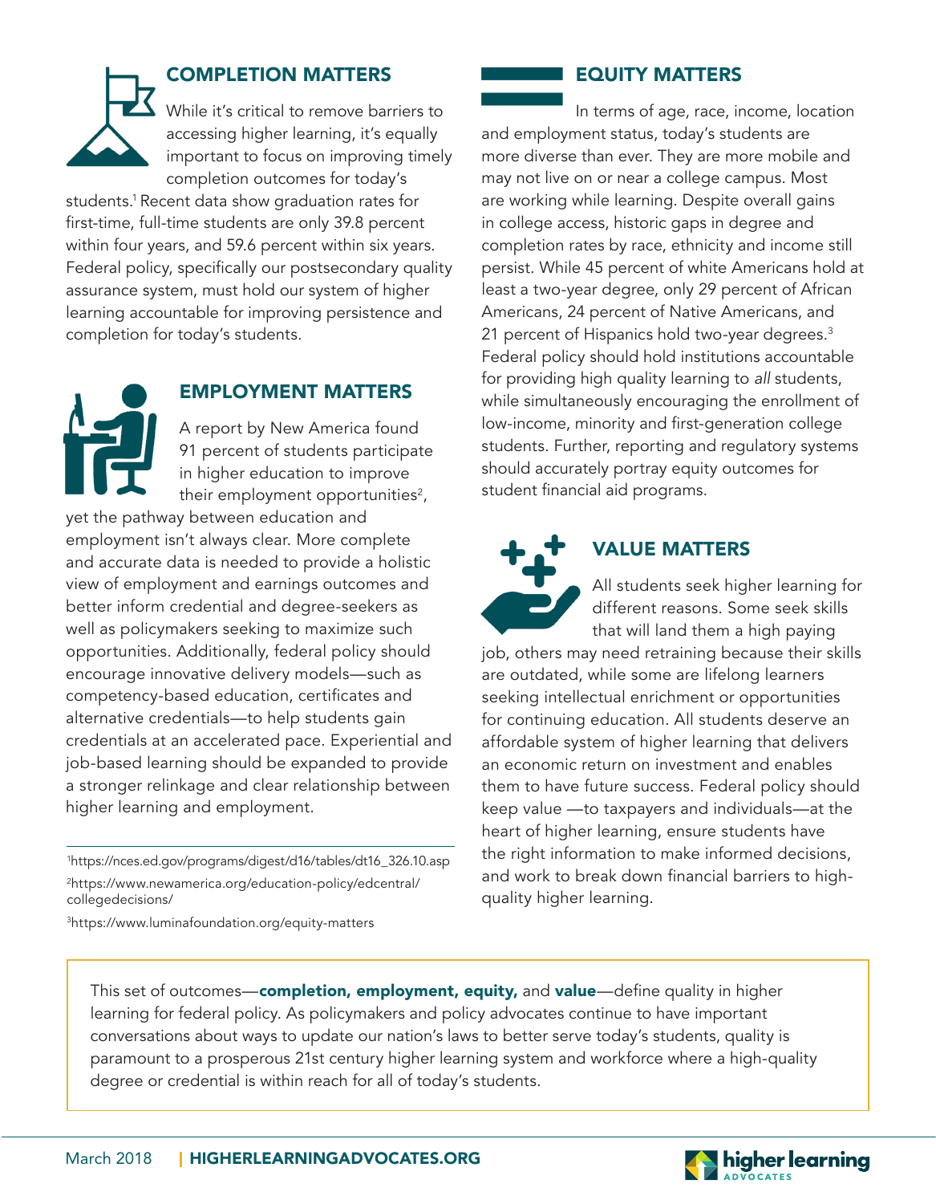## COMPLETION MATTERS

While it's critical to remove barriers to accessing higher learning, it's equally important to focus on improving timely completion outcomes for today's students.[1] Recent data show graduation rates for first-time, full-time students are only 39.8 percent within four years, and 59.6 percent within six years. Federal policy, specifically our postsecondary quality assurance system, must hold our system of higher learning accountable for improving persistence and completion for today's students.

## EMPLOYMENT MATTERS

A report by New America found 91 percent of students participate in higher education to improve their employment opportunities[2], yet the pathway between education and employment isn't always clear. More complete and accurate data is needed to provide a holistic view of employment and earnings outcomes and better inform credential and degree-seekers as well as policymakers seeking to maximize such opportunities. Additionally, federal policy should encourage innovative delivery models—such as competency-based education, certificates and alternative credentials—to help students gain credentials at an accelerated pace. Experiential and job-based learning should be expanded to provide a stronger relinkage and clear relationship between higher learning and employment.

[1]https://nces.ed.gov/programs/digest/d16/tables/dt16_326.10.asp

[2]https://www.newamerica.org/education-policy/edcentral/collegedecisions/

[3]https://www.luminafoundation.org/equity-matters

## EQUITY MATTERS

In terms of age, race, income, location and employment status, today's students are more diverse than ever. They are more mobile and may not live on or near a college campus. Most are working while learning. Despite overall gains in college access, historic gaps in degree and completion rates by race, ethnicity and income still persist. While 45 percent of white Americans hold at least a two-year degree, only 29 percent of African Americans, 24 percent of Native Americans, and 21 percent of Hispanics hold two-year degrees.[3] Federal policy should hold institutions accountable for providing high quality learning to *all* students, while simultaneously encouraging the enrollment of low-income, minority and first-generation college students. Further, reporting and regulatory systems should accurately portray equity outcomes for student financial aid programs.

## VALUE MATTERS

All students seek higher learning for different reasons. Some seek skills that will land them a high paying job, others may need retraining because their skills are outdated, while some are lifelong learners seeking intellectual enrichment or opportunities for continuing education. All students deserve an affordable system of higher learning that delivers an economic return on investment and enables them to have future success. Federal policy should keep value —to taxpayers and individuals—at the heart of higher learning, ensure students have the right information to make informed decisions, and work to break down financial barriers to high-quality higher learning.

This set of outcomes—**completion, employment, equity,** and **value**—define quality in higher learning for federal policy. As policymakers and policy advocates continue to have important conversations about ways to update our nation's laws to better serve today's students, quality is paramount to a prosperous 21st century higher learning system and workforce where a high-quality degree or credential is within reach for all of today's students.

March 2018 | **HIGHERLEARNINGADVOCATES.ORG**